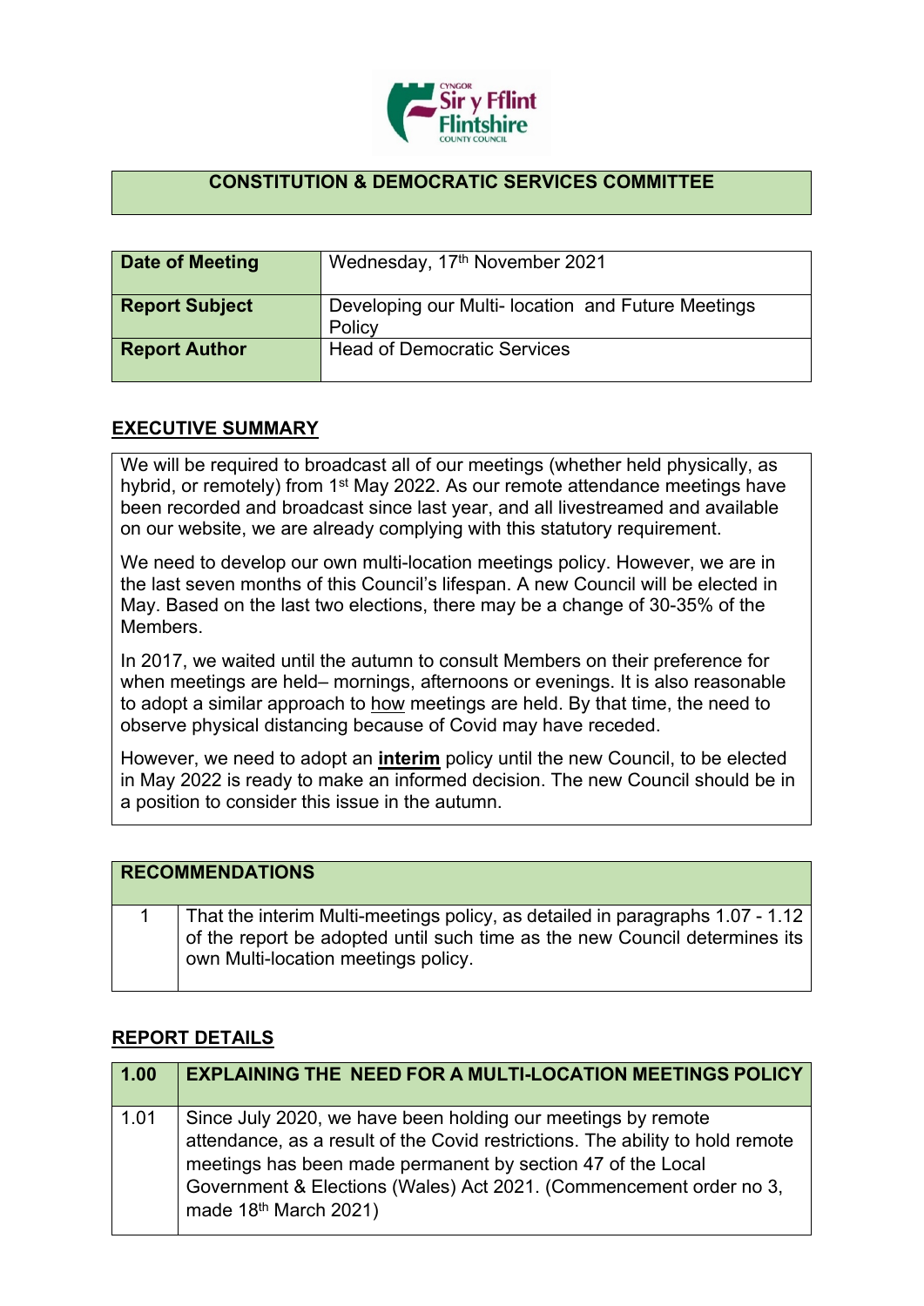## CONSTITUTION & DEMOCRATIC SERVICES COMMITTEE

| | |
|---|---|
| **Date of Meeting** | Wednesday, 17th November 2021 |
| **Report Subject** | Developing our Multi- location and Future Meetings Policy |
| **Report Author** | Head of Democratic Services |

## EXECUTIVE SUMMARY

We will be required to broadcast all of our meetings (whether held physically, as hybrid, or remotely) from 1st May 2022. As our remote attendance meetings have been recorded and broadcast since last year, and all livestreamed and available on our website, we are already complying with this statutory requirement.

We need to develop our own multi-location meetings policy. However, we are in the last seven months of this Council's lifespan. A new Council will be elected in May. Based on the last two elections, there may be a change of 30-35% of the Members.

In 2017, we waited until the autumn to consult Members on their preference for when meetings are held– mornings, afternoons or evenings. It is also reasonable to adopt a similar approach to how meetings are held. By that time, the need to observe physical distancing because of Covid may have receded.

However, we need to adopt an **interim** policy until the new Council, to be elected in May 2022 is ready to make an informed decision. The new Council should be in a position to consider this issue in the autumn.

| RECOMMENDATIONS | |
|---|---|
| 1 | That the interim Multi-meetings policy, as detailed in paragraphs 1.07 - 1.12 of the report be adopted until such time as the new Council determines its own Multi-location meetings policy. |

## REPORT DETAILS

| 1.00 | EXPLAINING THE NEED FOR A MULTI-LOCATION MEETINGS POLICY |
|---|---|
| 1.01 | Since July 2020, we have been holding our meetings by remote attendance, as a result of the Covid restrictions. The ability to hold remote meetings has been made permanent by section 47 of the Local Government & Elections (Wales) Act 2021. (Commencement order no 3, made 18th March 2021) |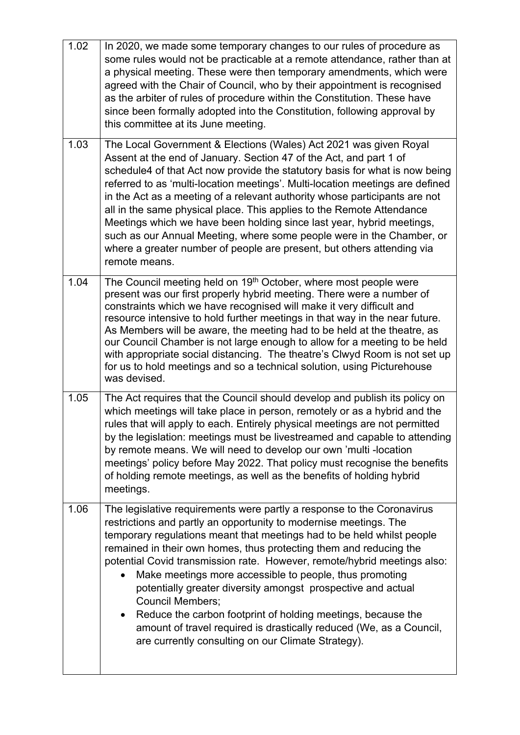| | |
|---|---|
| 1.02 | In 2020, we made some temporary changes to our rules of procedure as some rules would not be practicable at a remote attendance, rather than at a physical meeting. These were then temporary amendments, which were agreed with the Chair of Council, who by their appointment is recognised as the arbiter of rules of procedure within the Constitution. These have since been formally adopted into the Constitution, following approval by this committee at its June meeting. |
| 1.03 | The Local Government & Elections (Wales) Act 2021 was given Royal Assent at the end of January. Section 47 of the Act, and part 1 of schedule4 of that Act now provide the statutory basis for what is now being referred to as 'multi-location meetings'. Multi-location meetings are defined in the Act as a meeting of a relevant authority whose participants are not all in the same physical place. This applies to the Remote Attendance Meetings which we have been holding since last year, hybrid meetings, such as our Annual Meeting, where some people were in the Chamber, or where a greater number of people are present, but others attending via remote means. |
| 1.04 | The Council meeting held on 19th October, where most people were present was our first properly hybrid meeting. There were a number of constraints which we have recognised will make it very difficult and resource intensive to hold further meetings in that way in the near future. As Members will be aware, the meeting had to be held at the theatre, as our Council Chamber is not large enough to allow for a meeting to be held with appropriate social distancing. The theatre's Clwyd Room is not set up for us to hold meetings and so a technical solution, using Picturehouse was devised. |
| 1.05 | The Act requires that the Council should develop and publish its policy on which meetings will take place in person, remotely or as a hybrid and the rules that will apply to each. Entirely physical meetings are not permitted by the legislation: meetings must be livestreamed and capable to attending by remote means. We will need to develop our own 'multi -location meetings' policy before May 2022. That policy must recognise the benefits of holding remote meetings, as well as the benefits of holding hybrid meetings. |
| 1.06 | The legislative requirements were partly a response to the Coronavirus restrictions and partly an opportunity to modernise meetings. The temporary regulations meant that meetings had to be held whilst people remained in their own homes, thus protecting them and reducing the potential Covid transmission rate. However, remote/hybrid meetings also:<br>• Make meetings more accessible to people, thus promoting potentially greater diversity amongst prospective and actual Council Members;<br>• Reduce the carbon footprint of holding meetings, because the amount of travel required is drastically reduced (We, as a Council, are currently consulting on our Climate Strategy). |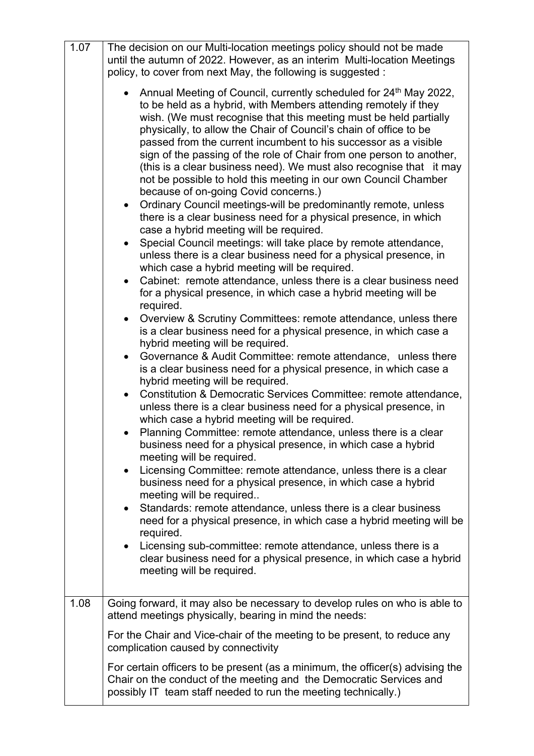| | |
|---|---|
| 1.07 | The decision on our Multi-location meetings policy should not be made until the autumn of 2022. However, as an interim Multi-location Meetings policy, to cover from next May, the following is suggested :<br><br>• Annual Meeting of Council, currently scheduled for 24th May 2022, to be held as a hybrid, with Members attending remotely if they wish. (We must recognise that this meeting must be held partially physically, to allow the Chair of Council's chain of office to be passed from the current incumbent to his successor as a visible sign of the passing of the role of Chair from one person to another, (this is a clear business need). We must also recognise that it may not be possible to hold this meeting in our own Council Chamber because of on-going Covid concerns.)<br>• Ordinary Council meetings-will be predominantly remote, unless there is a clear business need for a physical presence, in which case a hybrid meeting will be required.<br>• Special Council meetings: will take place by remote attendance, unless there is a clear business need for a physical presence, in which case a hybrid meeting will be required.<br>• Cabinet: remote attendance, unless there is a clear business need for a physical presence, in which case a hybrid meeting will be required.<br>• Overview & Scrutiny Committees: remote attendance, unless there is a clear business need for a physical presence, in which case a hybrid meeting will be required.<br>• Governance & Audit Committee: remote attendance, unless there is a clear business need for a physical presence, in which case a hybrid meeting will be required.<br>• Constitution & Democratic Services Committee: remote attendance, unless there is a clear business need for a physical presence, in which case a hybrid meeting will be required.<br>• Planning Committee: remote attendance, unless there is a clear business need for a physical presence, in which case a hybrid meeting will be required.<br>• Licensing Committee: remote attendance, unless there is a clear business need for a physical presence, in which case a hybrid meeting will be required..<br>• Standards: remote attendance, unless there is a clear business need for a physical presence, in which case a hybrid meeting will be required.<br>• Licensing sub-committee: remote attendance, unless there is a clear business need for a physical presence, in which case a hybrid meeting will be required. |
| 1.08 | Going forward, it may also be necessary to develop rules on who is able to attend meetings physically, bearing in mind the needs:<br><br>For the Chair and Vice-chair of the meeting to be present, to reduce any complication caused by connectivity<br><br>For certain officers to be present (as a minimum, the officer(s) advising the Chair on the conduct of the meeting and the Democratic Services and possibly IT team staff needed to run the meeting technically.) |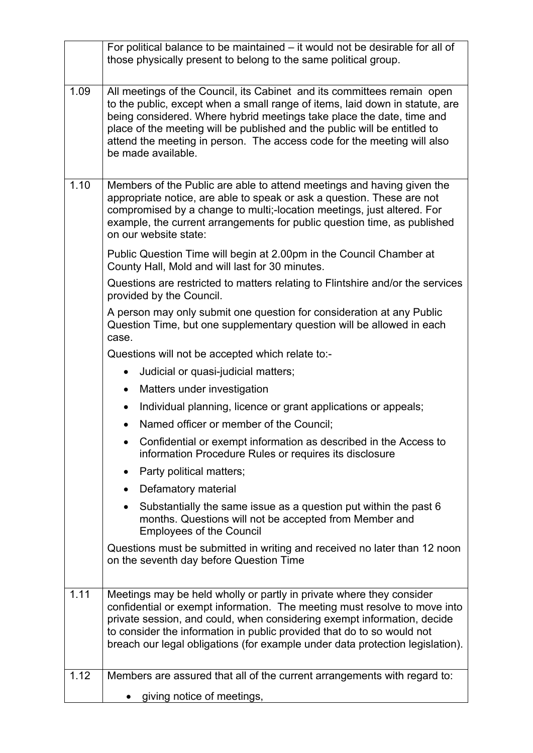| | |
|---|---|
| | For political balance to be maintained – it would not be desirable for all of those physically present to belong to the same political group. |
| 1.09 | All meetings of the Council, its Cabinet and its committees remain open to the public, except when a small range of items, laid down in statute, are being considered. Where hybrid meetings take place the date, time and place of the meeting will be published and the public will be entitled to attend the meeting in person. The access code for the meeting will also be made available. |
| 1.10 | Members of the Public are able to attend meetings and having given the appropriate notice, are able to speak or ask a question. These are not compromised by a change to multi;-location meetings, just altered. For example, the current arrangements for public question time, as published on our website state:<br><br>Public Question Time will begin at 2.00pm in the Council Chamber at County Hall, Mold and will last for 30 minutes.<br><br>Questions are restricted to matters relating to Flintshire and/or the services provided by the Council.<br><br>A person may only submit one question for consideration at any Public Question Time, but one supplementary question will be allowed in each case.<br><br>Questions will not be accepted which relate to:-<br><br>• Judicial or quasi-judicial matters;<br>• Matters under investigation<br>• Individual planning, licence or grant applications or appeals;<br>• Named officer or member of the Council;<br>• Confidential or exempt information as described in the Access to information Procedure Rules or requires its disclosure<br>• Party political matters;<br>• Defamatory material<br>• Substantially the same issue as a question put within the past 6 months. Questions will not be accepted from Member and Employees of the Council<br><br>Questions must be submitted in writing and received no later than 12 noon on the seventh day before Question Time |
| 1.11 | Meetings may be held wholly or partly in private where they consider confidential or exempt information. The meeting must resolve to move into private session, and could, when considering exempt information, decide to consider the information in public provided that do to so would not breach our legal obligations (for example under data protection legislation). |
| 1.12 | Members are assured that all of the current arrangements with regard to:<br><br>• giving notice of meetings, |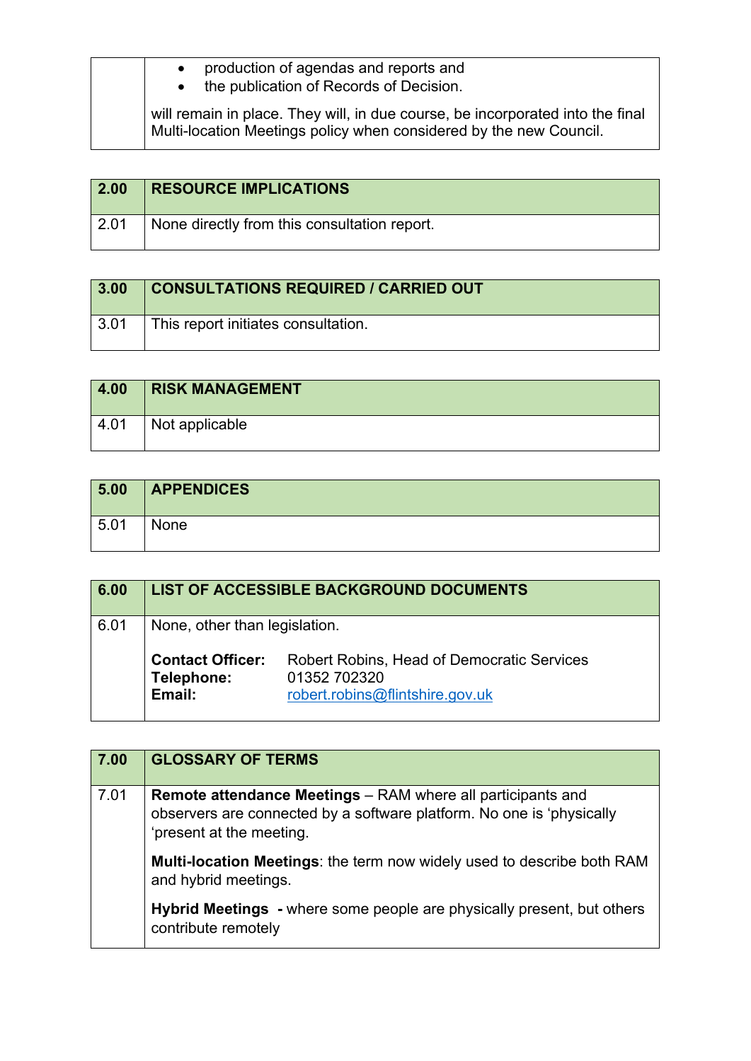|  |  |
|---|---|
|  | - production of agendas and reports and<br>- the publication of Records of Decision.<br><br>will remain in place. They will, in due course, be incorporated into the final Multi-location Meetings policy when considered by the new Council. |

| **2.00** | **RESOURCE IMPLICATIONS** |
|---|---|
| 2.01 | None directly from this consultation report. |

| **3.00** | **CONSULTATIONS REQUIRED / CARRIED OUT** |
|---|---|
| 3.01 | This report initiates consultation. |

| **4.00** | **RISK MANAGEMENT** |
|---|---|
| 4.01 | Not applicable |

| **5.00** | **APPENDICES** |
|---|---|
| 5.01 | None |

| **6.00** | **LIST OF ACCESSIBLE BACKGROUND DOCUMENTS** |
|---|---|
| 6.01 | None, other than legislation.<br><br>**Contact Officer:** Robert Robins, Head of Democratic Services<br>**Telephone:** 01352 702320<br>**Email:** robert.robins@flintshire.gov.uk |

| **7.00** | **GLOSSARY OF TERMS** |
|---|---|
| 7.01 | **Remote attendance Meetings** – RAM where all participants and observers are connected by a software platform. No one is 'physically 'present at the meeting.<br><br>**Multi-location Meetings**: the term now widely used to describe both RAM and hybrid meetings.<br><br>**Hybrid Meetings -** where some people are physically present, but others contribute remotely |